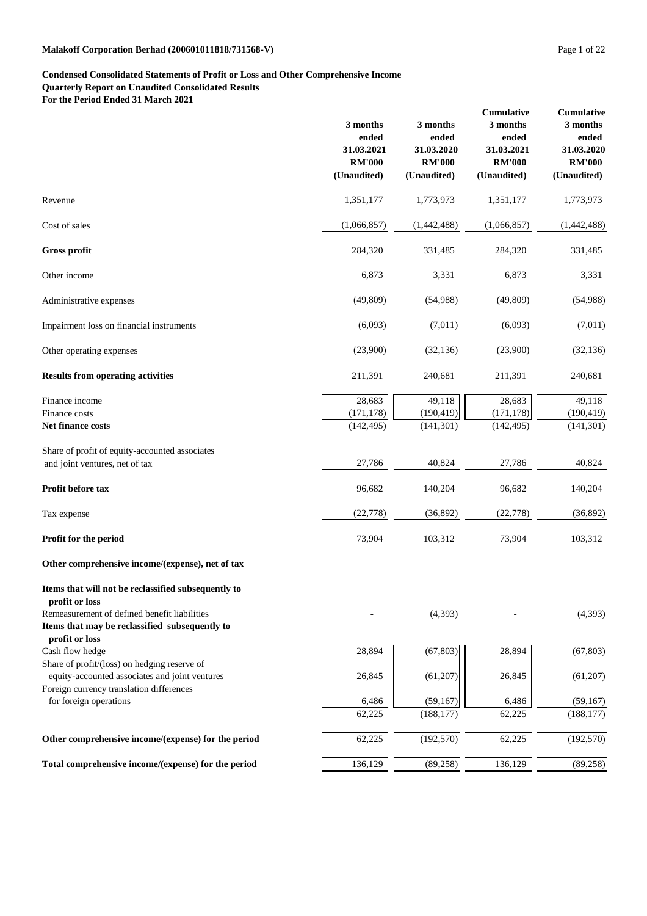**Condensed Consolidated Statements of Profit or Loss and Other Comprehensive Income**
**Quarterly Report on Unaudited Consolidated Results**
**For the Period Ended 31 March 2021**

| | 3 months ended 31.03.2021 RM'000 (Unaudited) | 3 months ended 31.03.2020 RM'000 (Unaudited) | Cumulative 3 months ended 31.03.2021 RM'000 (Unaudited) | Cumulative 3 months ended 31.03.2020 RM'000 (Unaudited) |
|---|---|---|---|---|
| Revenue | 1,351,177 | 1,773,973 | 1,351,177 | 1,773,973 |
| Cost of sales | (1,066,857) | (1,442,488) | (1,066,857) | (1,442,488) |
| **Gross profit** | 284,320 | 331,485 | 284,320 | 331,485 |
| Other income | 6,873 | 3,331 | 6,873 | 3,331 |
| Administrative expenses | (49,809) | (54,988) | (49,809) | (54,988) |
| Impairment loss on financial instruments | (6,093) | (7,011) | (6,093) | (7,011) |
| Other operating expenses | (23,900) | (32,136) | (23,900) | (32,136) |
| **Results from operating activities** | 211,391 | 240,681 | 211,391 | 240,681 |
| Finance income | 28,683 | 49,118 | 28,683 | 49,118 |
| Finance costs | (171,178) | (190,419) | (171,178) | (190,419) |
| **Net finance costs** | (142,495) | (141,301) | (142,495) | (141,301) |
| Share of profit of equity-accounted associates and joint ventures, net of tax | 27,786 | 40,824 | 27,786 | 40,824 |
| **Profit before tax** | 96,682 | 140,204 | 96,682 | 140,204 |
| Tax expense | (22,778) | (36,892) | (22,778) | (36,892) |
| **Profit for the period** | 73,904 | 103,312 | 73,904 | 103,312 |
| **Other comprehensive income/(expense), net of tax** | | | | |
| **Items that will not be reclassified subsequently to profit or loss** | | | | |
| Remeasurement of defined benefit liabilities | - | (4,393) | - | (4,393) |
| **Items that may be reclassified subsequently to profit or loss** | | | | |
| Cash flow hedge | 28,894 | (67,803) | 28,894 | (67,803) |
| Share of profit/(loss) on hedging reserve of equity-accounted associates and joint ventures | 26,845 | (61,207) | 26,845 | (61,207) |
| Foreign currency translation differences for foreign operations | 6,486 | (59,167) | 6,486 | (59,167) |
| | 62,225 | (188,177) | 62,225 | (188,177) |
| **Other comprehensive income/(expense) for the period** | 62,225 | (192,570) | 62,225 | (192,570) |
| **Total comprehensive income/(expense) for the period** | 136,129 | (89,258) | 136,129 | (89,258) |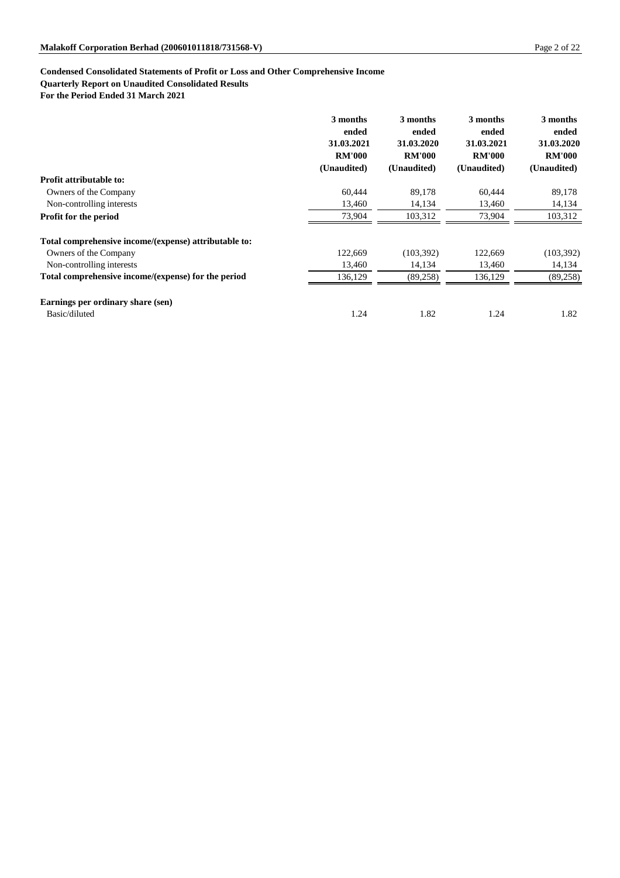**Condensed Consolidated Statements of Profit or Loss and Other Comprehensive Income**
**Quarterly Report on Unaudited Consolidated Results**
**For the Period Ended 31 March 2021**

| | 3 months ended 31.03.2021 RM'000 (Unaudited) | 3 months ended 31.03.2020 RM'000 (Unaudited) | 3 months ended 31.03.2021 RM'000 (Unaudited) | 3 months ended 31.03.2020 RM'000 (Unaudited) |
|---|---|---|---|---|
| **Profit attributable to:** | | | | |
| Owners of the Company | 60,444 | 89,178 | 60,444 | 89,178 |
| Non-controlling interests | 13,460 | 14,134 | 13,460 | 14,134 |
| **Profit for the period** | 73,904 | 103,312 | 73,904 | 103,312 |
| | | | | |
| **Total comprehensive income/(expense) attributable to:** | | | | |
| Owners of the Company | 122,669 | (103,392) | 122,669 | (103,392) |
| Non-controlling interests | 13,460 | 14,134 | 13,460 | 14,134 |
| **Total comprehensive income/(expense) for the period** | 136,129 | (89,258) | 136,129 | (89,258) |
| | | | | |
| **Earnings per ordinary share (sen)** | | | | |
| Basic/diluted | 1.24 | 1.82 | 1.24 | 1.82 |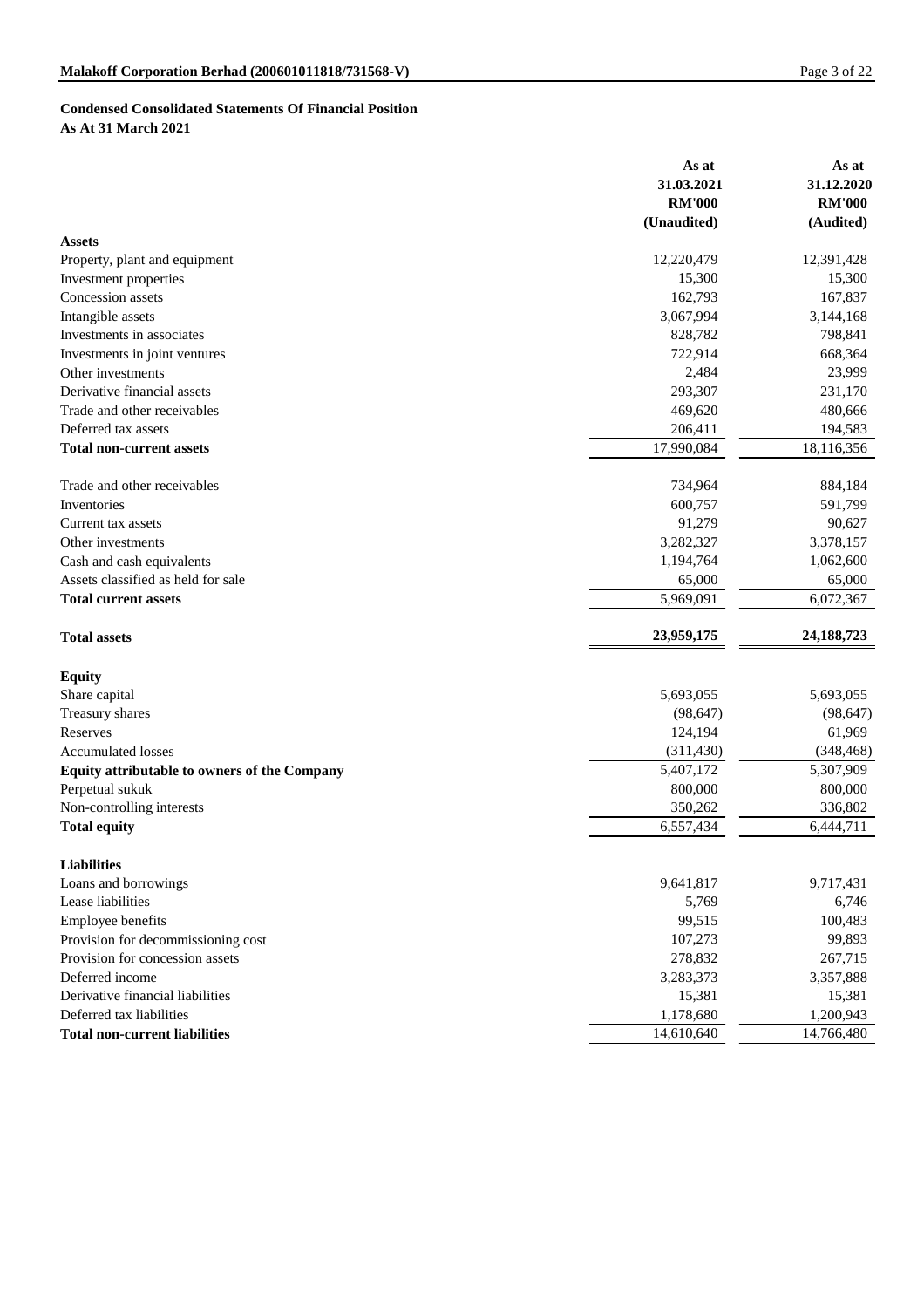**Condensed Consolidated Statements Of Financial Position**
**As At 31 March 2021**

| | As at 31.03.2021 RM'000 (Unaudited) | As at 31.12.2020 RM'000 (Audited) |
|---|---|---|
| **Assets** | | |
| Property, plant and equipment | 12,220,479 | 12,391,428 |
| Investment properties | 15,300 | 15,300 |
| Concession assets | 162,793 | 167,837 |
| Intangible assets | 3,067,994 | 3,144,168 |
| Investments in associates | 828,782 | 798,841 |
| Investments in joint ventures | 722,914 | 668,364 |
| Other investments | 2,484 | 23,999 |
| Derivative financial assets | 293,307 | 231,170 |
| Trade and other receivables | 469,620 | 480,666 |
| Deferred tax assets | 206,411 | 194,583 |
| **Total non-current assets** | 17,990,084 | 18,116,356 |
| | | |
| Trade and other receivables | 734,964 | 884,184 |
| Inventories | 600,757 | 591,799 |
| Current tax assets | 91,279 | 90,627 |
| Other investments | 3,282,327 | 3,378,157 |
| Cash and cash equivalents | 1,194,764 | 1,062,600 |
| Assets classified as held for sale | 65,000 | 65,000 |
| **Total current assets** | 5,969,091 | 6,072,367 |
| | | |
| **Total assets** | **23,959,175** | **24,188,723** |
| | | |
| **Equity** | | |
| Share capital | 5,693,055 | 5,693,055 |
| Treasury shares | (98,647) | (98,647) |
| Reserves | 124,194 | 61,969 |
| Accumulated losses | (311,430) | (348,468) |
| **Equity attributable to owners of the Company** | 5,407,172 | 5,307,909 |
| Perpetual sukuk | 800,000 | 800,000 |
| Non-controlling interests | 350,262 | 336,802 |
| **Total equity** | 6,557,434 | 6,444,711 |
| | | |
| **Liabilities** | | |
| Loans and borrowings | 9,641,817 | 9,717,431 |
| Lease liabilities | 5,769 | 6,746 |
| Employee benefits | 99,515 | 100,483 |
| Provision for decommissioning cost | 107,273 | 99,893 |
| Provision for concession assets | 278,832 | 267,715 |
| Deferred income | 3,283,373 | 3,357,888 |
| Derivative financial liabilities | 15,381 | 15,381 |
| Deferred tax liabilities | 1,178,680 | 1,200,943 |
| **Total non-current liabilities** | 14,610,640 | 14,766,480 |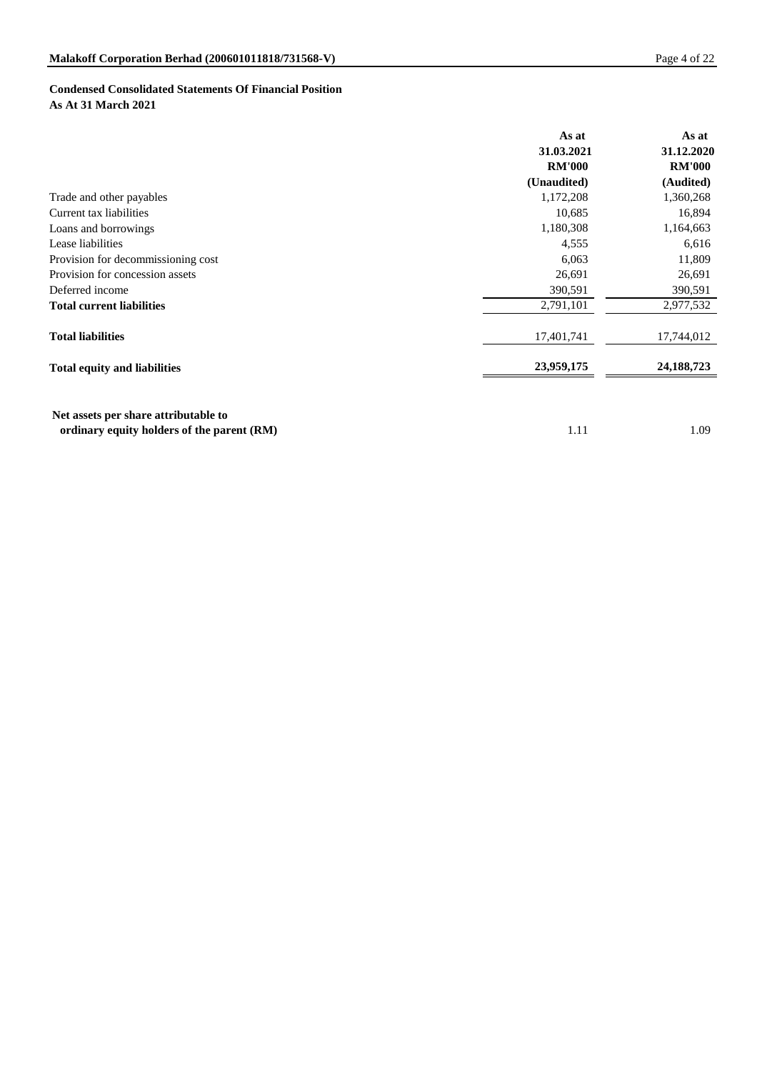**Condensed Consolidated Statements Of Financial Position**
**As At 31 March 2021**

| | As at 31.03.2021 RM'000 (Unaudited) | As at 31.12.2020 RM'000 (Audited) |
|---|---|---|
| Trade and other payables | 1,172,208 | 1,360,268 |
| Current tax liabilities | 10,685 | 16,894 |
| Loans and borrowings | 1,180,308 | 1,164,663 |
| Lease liabilities | 4,555 | 6,616 |
| Provision for decommissioning cost | 6,063 | 11,809 |
| Provision for concession assets | 26,691 | 26,691 |
| Deferred income | 390,591 | 390,591 |
| **Total current liabilities** | 2,791,101 | 2,977,532 |
| **Total liabilities** | 17,401,741 | 17,744,012 |
| **Total equity and liabilities** | **23,959,175** | **24,188,723** |
| **Net assets per share attributable to ordinary equity holders of the parent (RM)** | 1.11 | 1.09 |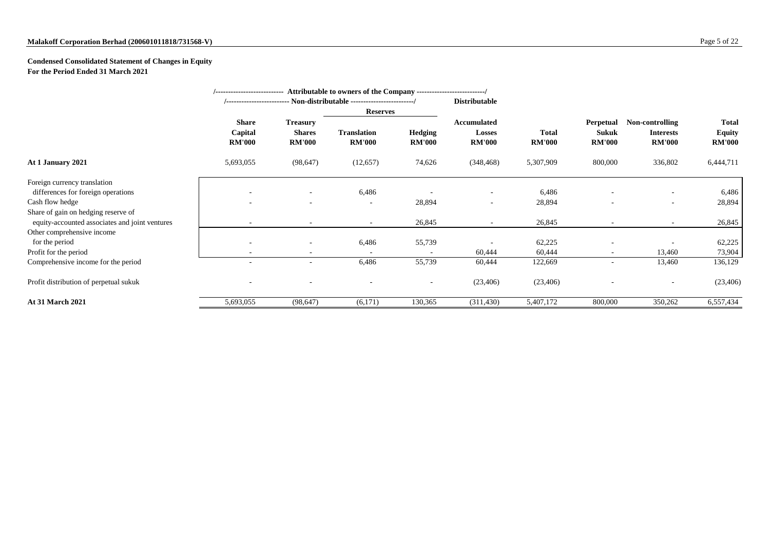**Malakoff Corporation Berhad (200601011818/731568-V)**

**Condensed Consolidated Statement of Changes in Equity**
**For the Period Ended 31 March 2021**

| | Attributable to owners of the Company | | | | | | | | |
|---|---|---|---|---|---|---|---|---|---|
| | Non-distributable | | | | Distributable | | | | |
| | | | Reserves | | | | | | |
| | Share Capital RM'000 | Treasury Shares RM'000 | Translation RM'000 | Hedging RM'000 | Accumulated Losses RM'000 | Total RM'000 | Perpetual Sukuk RM'000 | Non-controlling Interests RM'000 | Total Equity RM'000 |
| **At 1 January 2021** | 5,693,055 | (98,647) | (12,657) | 74,626 | (348,468) | 5,307,909 | 800,000 | 336,802 | 6,444,711 |
| Foreign currency translation differences for foreign operations | - | - | 6,486 | - | - | 6,486 | - | - | 6,486 |
| Cash flow hedge | - | - | - | 28,894 | - | 28,894 | - | - | 28,894 |
| Share of gain on hedging reserve of equity-accounted associates and joint ventures | - | - | - | 26,845 | - | 26,845 | - | - | 26,845 |
| Other comprehensive income for the period | - | - | 6,486 | 55,739 | - | 62,225 | - | - | 62,225 |
| Profit for the period | - | - | - | - | 60,444 | 60,444 | - | 13,460 | 73,904 |
| Comprehensive income for the period | - | - | 6,486 | 55,739 | 60,444 | 122,669 | - | 13,460 | 136,129 |
| Profit distribution of perpetual sukuk | - | - | - | - | (23,406) | (23,406) | - | - | (23,406) |
| **At 31 March 2021** | 5,693,055 | (98,647) | (6,171) | 130,365 | (311,430) | 5,407,172 | 800,000 | 350,262 | 6,557,434 |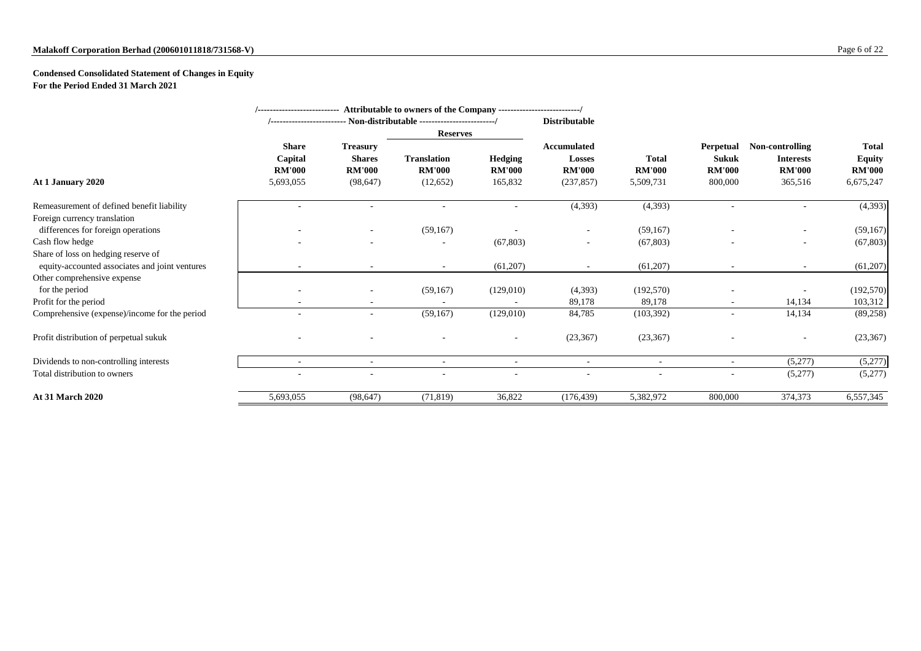**Malakoff Corporation Berhad (200601011818/731568-V)**

**Condensed Consolidated Statement of Changes in Equity**
**For the Period Ended 31 March 2021**

| | Attributable to owners of the Company | | | | | | | | |
|---|---|---|---|---|---|---|---|---|---|
| | Non-distributable | | | | Distributable | | | | |
| | | | Reserves | | | | | | |
| | Share Capital RM'000 | Treasury Shares RM'000 | Translation RM'000 | Hedging RM'000 | Accumulated Losses RM'000 | Total RM'000 | Perpetual Sukuk RM'000 | Non-controlling Interests RM'000 | Total Equity RM'000 |
| **At 1 January 2020** | 5,693,055 | (98,647) | (12,652) | 165,832 | (237,857) | 5,509,731 | 800,000 | 365,516 | 6,675,247 |
| Remeasurement of defined benefit liability | - | - | - | - | (4,393) | (4,393) | - | - | (4,393) |
| Foreign currency translation differences for foreign operations | - | - | (59,167) | - | - | (59,167) | - | - | (59,167) |
| Cash flow hedge | - | - | - | (67,803) | - | (67,803) | - | - | (67,803) |
| Share of loss on hedging reserve of equity-accounted associates and joint ventures | - | - | - | (61,207) | - | (61,207) | - | - | (61,207) |
| Other comprehensive expense for the period | - | - | (59,167) | (129,010) | (4,393) | (192,570) | - | - | (192,570) |
| Profit for the period | - | - | - | - | 89,178 | 89,178 | - | 14,134 | 103,312 |
| Comprehensive (expense)/income for the period | - | - | (59,167) | (129,010) | 84,785 | (103,392) | - | 14,134 | (89,258) |
| Profit distribution of perpetual sukuk | - | - | - | - | (23,367) | (23,367) | - | - | (23,367) |
| Dividends to non-controlling interests | - | - | - | - | - | - | - | (5,277) | (5,277) |
| Total distribution to owners | - | - | - | - | - | - | - | (5,277) | (5,277) |
| **At 31 March 2020** | 5,693,055 | (98,647) | (71,819) | 36,822 | (176,439) | 5,382,972 | 800,000 | 374,373 | 6,557,345 |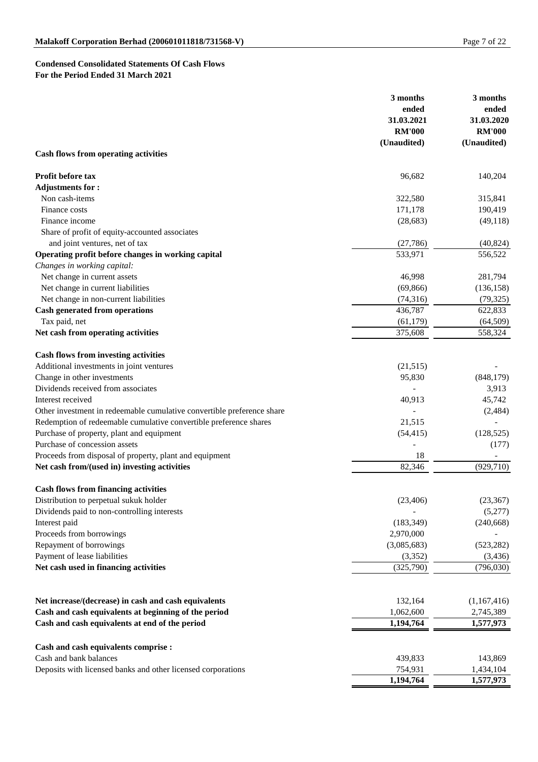## Condensed Consolidated Statements Of Cash Flows
## For the Period Ended 31 March 2021

| | 3 months ended 31.03.2021 RM'000 (Unaudited) | 3 months ended 31.03.2020 RM'000 (Unaudited) |
|---|---|---|
| **Cash flows from operating activities** | | |
| **Profit before tax** | 96,682 | 140,204 |
| **Adjustments for :** | | |
| Non cash-items | 322,580 | 315,841 |
| Finance costs | 171,178 | 190,419 |
| Finance income | (28,683) | (49,118) |
| Share of profit of equity-accounted associates and joint ventures, net of tax | (27,786) | (40,824) |
| **Operating profit before changes in working capital** | 533,971 | 556,522 |
| *Changes in working capital:* | | |
| Net change in current assets | 46,998 | 281,794 |
| Net change in current liabilities | (69,866) | (136,158) |
| Net change in non-current liabilities | (74,316) | (79,325) |
| **Cash generated from operations** | 436,787 | 622,833 |
| Tax paid, net | (61,179) | (64,509) |
| **Net cash from operating activities** | 375,608 | 558,324 |
| **Cash flows from investing activities** | | |
| Additional investments in joint ventures | (21,515) | - |
| Change in other investments | 95,830 | (848,179) |
| Dividends received from associates | - | 3,913 |
| Interest received | 40,913 | 45,742 |
| Other investment in redeemable cumulative convertible preference share | - | (2,484) |
| Redemption of redeemable cumulative convertible preference shares | 21,515 | - |
| Purchase of property, plant and equipment | (54,415) | (128,525) |
| Purchase of concession assets | - | (177) |
| Proceeds from disposal of property, plant and equipment | 18 | - |
| **Net cash from/(used in) investing activities** | 82,346 | (929,710) |
| **Cash flows from financing activities** | | |
| Distribution to perpetual sukuk holder | (23,406) | (23,367) |
| Dividends paid to non-controlling interests | - | (5,277) |
| Interest paid | (183,349) | (240,668) |
| Proceeds from borrowings | 2,970,000 | - |
| Repayment of borrowings | (3,085,683) | (523,282) |
| Payment of lease liabilities | (3,352) | (3,436) |
| **Net cash used in financing activities** | (325,790) | (796,030) |
| **Net increase/(decrease) in cash and cash equivalents** | 132,164 | (1,167,416) |
| **Cash and cash equivalents at beginning of the period** | 1,062,600 | 2,745,389 |
| **Cash and cash equivalents at end of the period** | **1,194,764** | **1,577,973** |
| **Cash and cash equivalents comprise :** | | |
| Cash and bank balances | 439,833 | 143,869 |
| Deposits with licensed banks and other licensed corporations | 754,931 | 1,434,104 |
| | **1,194,764** | **1,577,973** |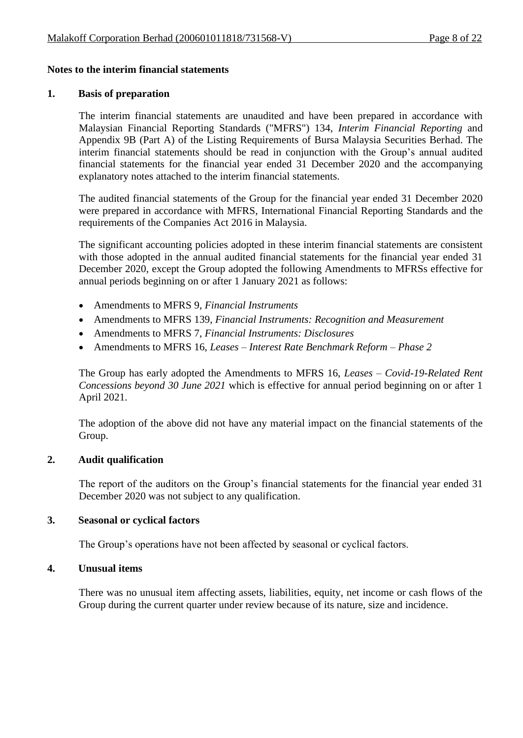## Notes to the interim financial statements

### 1. Basis of preparation

The interim financial statements are unaudited and have been prepared in accordance with Malaysian Financial Reporting Standards ("MFRS") 134, *Interim Financial Reporting* and Appendix 9B (Part A) of the Listing Requirements of Bursa Malaysia Securities Berhad. The interim financial statements should be read in conjunction with the Group's annual audited financial statements for the financial year ended 31 December 2020 and the accompanying explanatory notes attached to the interim financial statements.

The audited financial statements of the Group for the financial year ended 31 December 2020 were prepared in accordance with MFRS, International Financial Reporting Standards and the requirements of the Companies Act 2016 in Malaysia.

The significant accounting policies adopted in these interim financial statements are consistent with those adopted in the annual audited financial statements for the financial year ended 31 December 2020, except the Group adopted the following Amendments to MFRSs effective for annual periods beginning on or after 1 January 2021 as follows:

- Amendments to MFRS 9, *Financial Instruments*
- Amendments to MFRS 139, *Financial Instruments: Recognition and Measurement*
- Amendments to MFRS 7, *Financial Instruments: Disclosures*
- Amendments to MFRS 16, *Leases – Interest Rate Benchmark Reform – Phase 2*

The Group has early adopted the Amendments to MFRS 16, *Leases – Covid-19-Related Rent Concessions beyond 30 June 2021* which is effective for annual period beginning on or after 1 April 2021.

The adoption of the above did not have any material impact on the financial statements of the Group.

### 2. Audit qualification

The report of the auditors on the Group's financial statements for the financial year ended 31 December 2020 was not subject to any qualification.

### 3. Seasonal or cyclical factors

The Group's operations have not been affected by seasonal or cyclical factors.

### 4. Unusual items

There was no unusual item affecting assets, liabilities, equity, net income or cash flows of the Group during the current quarter under review because of its nature, size and incidence.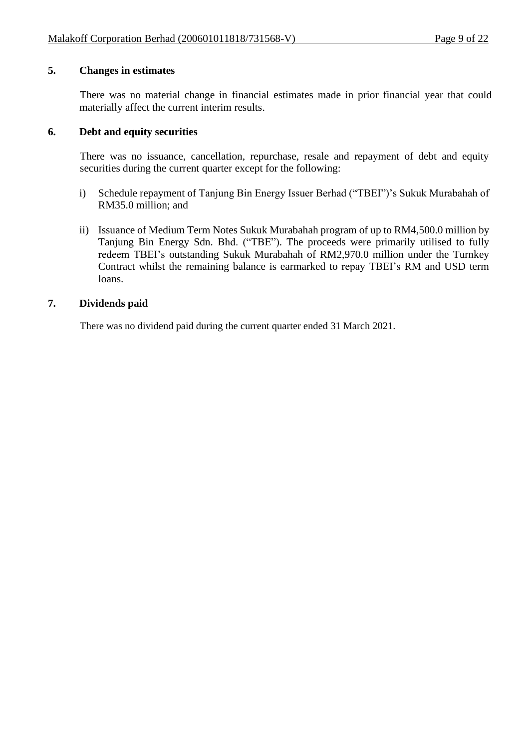## 5. Changes in estimates

There was no material change in financial estimates made in prior financial year that could materially affect the current interim results.

## 6. Debt and equity securities

There was no issuance, cancellation, repurchase, resale and repayment of debt and equity securities during the current quarter except for the following:

i) Schedule repayment of Tanjung Bin Energy Issuer Berhad ("TBEI")'s Sukuk Murabahah of RM35.0 million; and

ii) Issuance of Medium Term Notes Sukuk Murabahah program of up to RM4,500.0 million by Tanjung Bin Energy Sdn. Bhd. ("TBE"). The proceeds were primarily utilised to fully redeem TBEI's outstanding Sukuk Murabahah of RM2,970.0 million under the Turnkey Contract whilst the remaining balance is earmarked to repay TBEI's RM and USD term loans.

## 7. Dividends paid

There was no dividend paid during the current quarter ended 31 March 2021.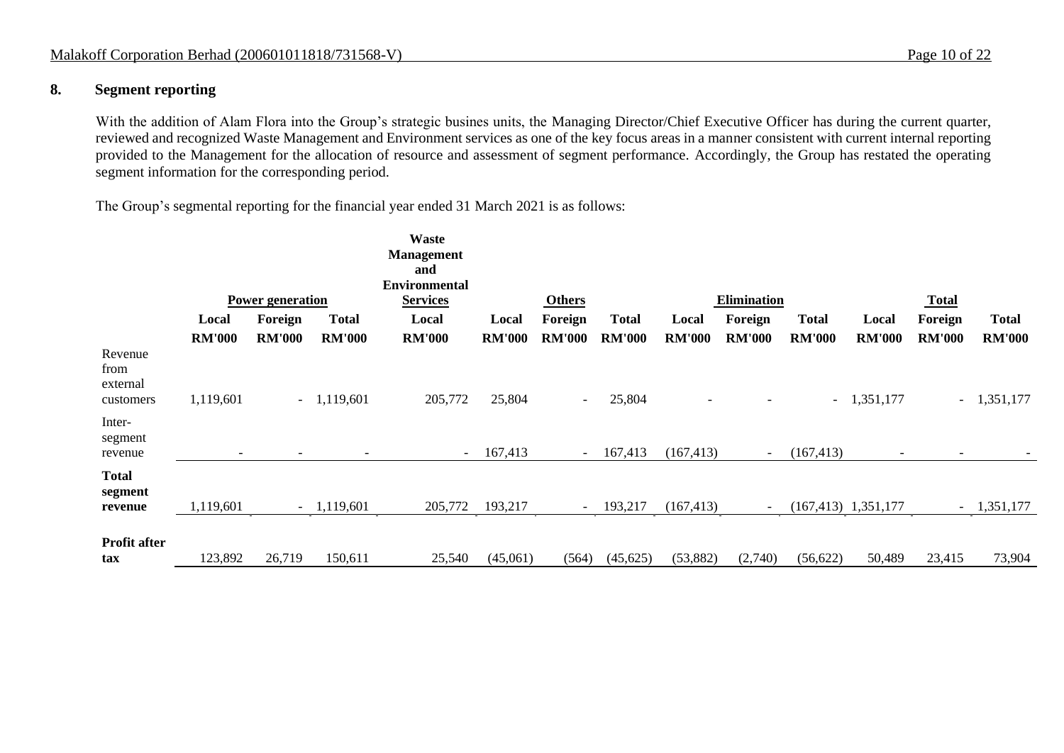## 8. Segment reporting

With the addition of Alam Flora into the Group's strategic busines units, the Managing Director/Chief Executive Officer has during the current quarter, reviewed and recognized Waste Management and Environment services as one of the key focus areas in a manner consistent with current internal reporting provided to the Management for the allocation of resource and assessment of segment performance. Accordingly, the Group has restated the operating segment information for the corresponding period.

The Group's segmental reporting for the financial year ended 31 March 2021 is as follows:

| | **Power generation** | | | **Waste Management and Environmental Services** | **Others** | | | **Elimination** | | | **Total** | | |
|---|---|---|---|---|---|---|---|---|---|---|---|---|---|
| | **Local** | **Foreign** | **Total** | **Local** | **Local** | **Foreign** | **Total** | **Local** | **Foreign** | **Total** | **Local** | **Foreign** | **Total** |
| | **RM'000** | **RM'000** | **RM'000** | **RM'000** | **RM'000** | **RM'000** | **RM'000** | **RM'000** | **RM'000** | **RM'000** | **RM'000** | **RM'000** | **RM'000** |
| Revenue from external customers | 1,119,601 | - | 1,119,601 | 205,772 | 25,804 | - | 25,804 | - | - | - | 1,351,177 | - | 1,351,177 |
| Inter-segment revenue | - | - | - | - | 167,413 | - | 167,413 | (167,413) | - | (167,413) | - | - | - |
| **Total segment revenue** | 1,119,601 | - | 1,119,601 | 205,772 | 193,217 | - | 193,217 | (167,413) | - | (167,413) | 1,351,177 | - | 1,351,177 |
| **Profit after tax** | 123,892 | 26,719 | 150,611 | 25,540 | (45,061) | (564) | (45,625) | (53,882) | (2,740) | (56,622) | 50,489 | 23,415 | 73,904 |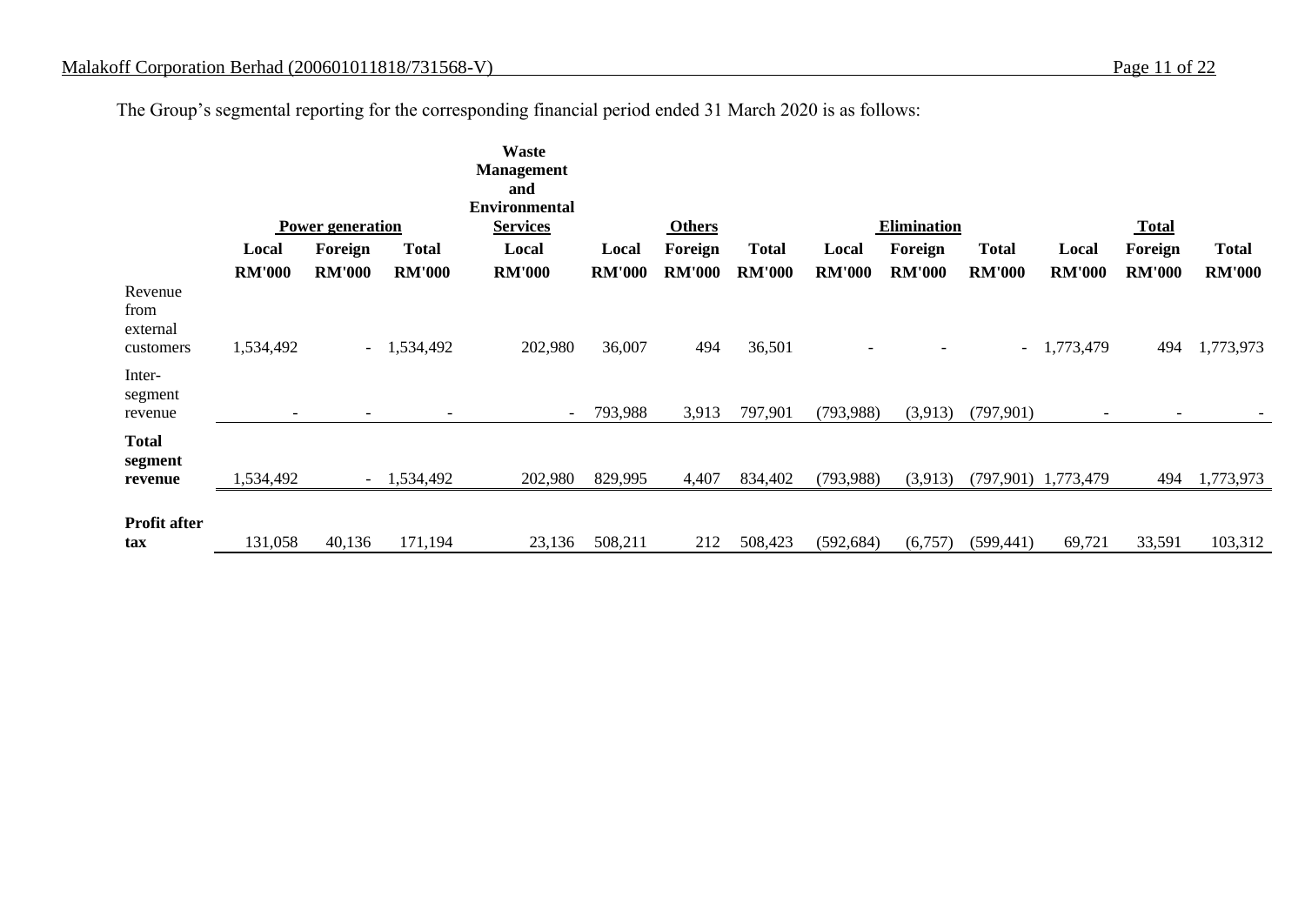The Group's segmental reporting for the corresponding financial period ended 31 March 2020 is as follows:

| | Power generation | | | Waste Management and Environmental Services | Others | | | Elimination | | | Total | | |
|---|---|---|---|---|---|---|---|---|---|---|---|---|---|
| | Local | Foreign | Total | Local | Local | Foreign | Total | Local | Foreign | Total | Local | Foreign | Total |
| | RM'000 | RM'000 | RM'000 | RM'000 | RM'000 | RM'000 | RM'000 | RM'000 | RM'000 | RM'000 | RM'000 | RM'000 | RM'000 |
| Revenue from external customers | 1,534,492 | - | 1,534,492 | 202,980 | 36,007 | 494 | 36,501 | - | - | - | 1,773,479 | 494 | 1,773,973 |
| Inter-segment revenue | - | - | - | - | 793,988 | 3,913 | 797,901 | (793,988) | (3,913) | (797,901) | - | - | - |
| **Total segment revenue** | 1,534,492 | - | 1,534,492 | 202,980 | 829,995 | 4,407 | 834,402 | (793,988) | (3,913) | (797,901) | 1,773,479 | 494 | 1,773,973 |
| **Profit after tax** | 131,058 | 40,136 | 171,194 | 23,136 | 508,211 | 212 | 508,423 | (592,684) | (6,757) | (599,441) | 69,721 | 33,591 | 103,312 |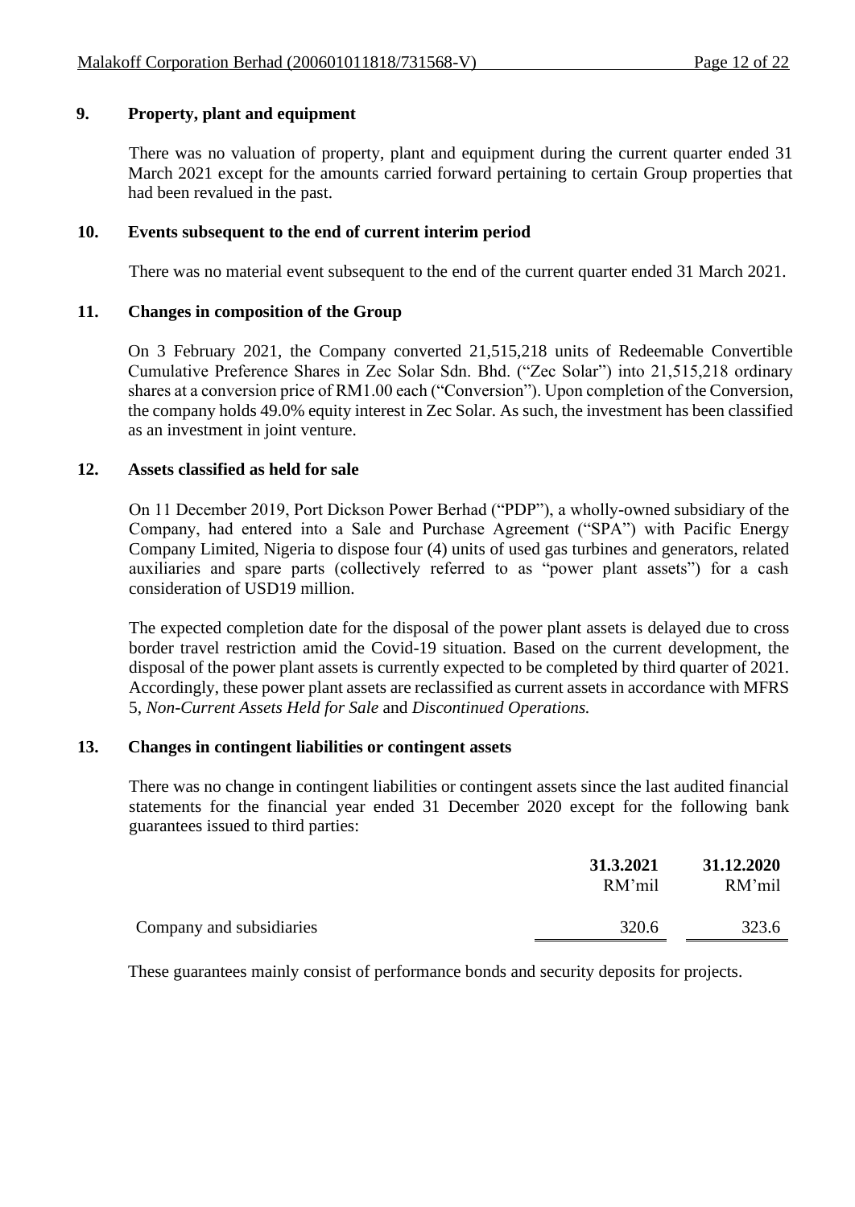## 9. Property, plant and equipment

There was no valuation of property, plant and equipment during the current quarter ended 31 March 2021 except for the amounts carried forward pertaining to certain Group properties that had been revalued in the past.

## 10. Events subsequent to the end of current interim period

There was no material event subsequent to the end of the current quarter ended 31 March 2021.

## 11. Changes in composition of the Group

On 3 February 2021, the Company converted 21,515,218 units of Redeemable Convertible Cumulative Preference Shares in Zec Solar Sdn. Bhd. ("Zec Solar") into 21,515,218 ordinary shares at a conversion price of RM1.00 each ("Conversion"). Upon completion of the Conversion, the company holds 49.0% equity interest in Zec Solar. As such, the investment has been classified as an investment in joint venture.

## 12. Assets classified as held for sale

On 11 December 2019, Port Dickson Power Berhad ("PDP"), a wholly-owned subsidiary of the Company, had entered into a Sale and Purchase Agreement ("SPA") with Pacific Energy Company Limited, Nigeria to dispose four (4) units of used gas turbines and generators, related auxiliaries and spare parts (collectively referred to as "power plant assets") for a cash consideration of USD19 million.

The expected completion date for the disposal of the power plant assets is delayed due to cross border travel restriction amid the Covid-19 situation. Based on the current development, the disposal of the power plant assets is currently expected to be completed by third quarter of 2021. Accordingly, these power plant assets are reclassified as current assets in accordance with MFRS 5, *Non-Current Assets Held for Sale* and *Discontinued Operations.*

## 13. Changes in contingent liabilities or contingent assets

There was no change in contingent liabilities or contingent assets since the last audited financial statements for the financial year ended 31 December 2020 except for the following bank guarantees issued to third parties:

| | **31.3.2021** RM'mil | **31.12.2020** RM'mil |
|---|---|---|
| Company and subsidiaries | 320.6 | 323.6 |

These guarantees mainly consist of performance bonds and security deposits for projects.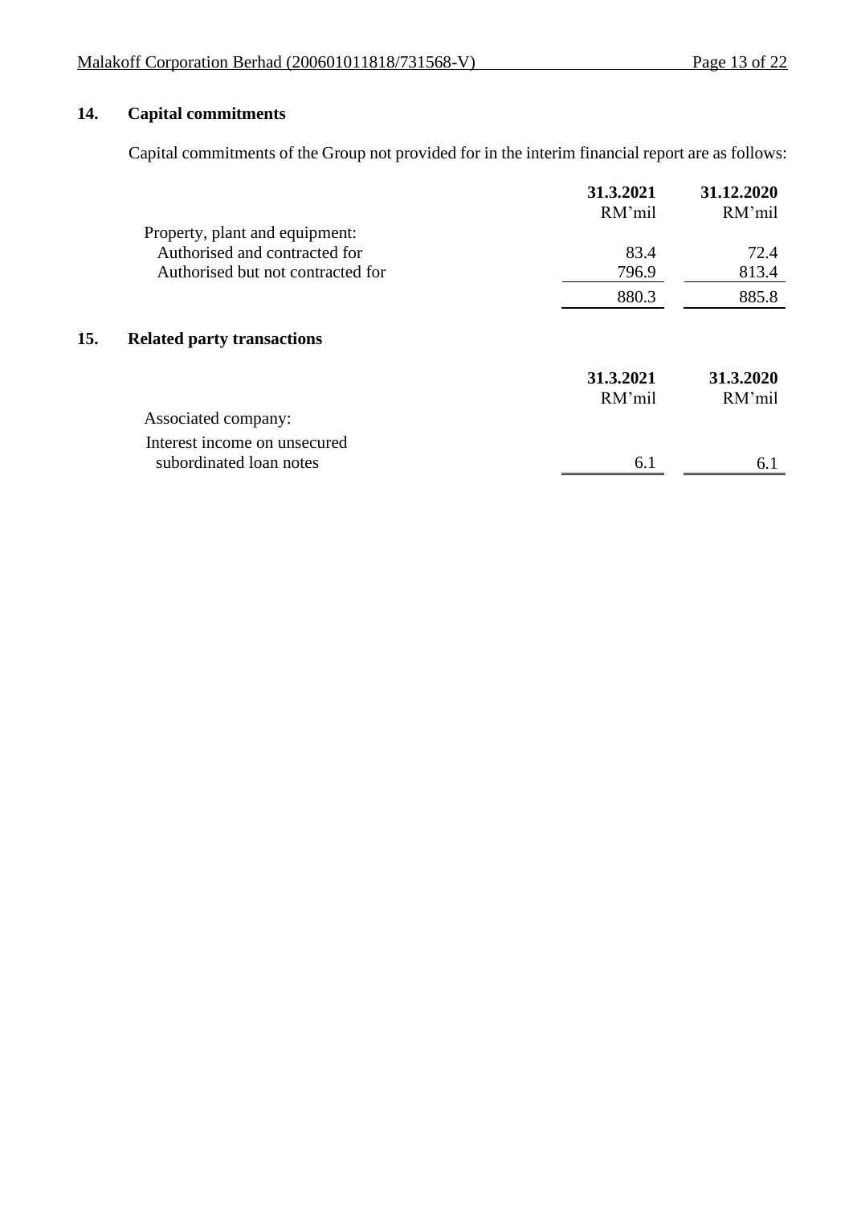## 14. Capital commitments

Capital commitments of the Group not provided for in the interim financial report are as follows:

| | 31.3.2021 RM'mil | 31.12.2020 RM'mil |
|---|---|---|
| Property, plant and equipment: | | |
| Authorised and contracted for | 83.4 | 72.4 |
| Authorised but not contracted for | 796.9 | 813.4 |
| | 880.3 | 885.8 |

## 15. Related party transactions

| | 31.3.2021 RM'mil | 31.3.2020 RM'mil |
|---|---|---|
| Associated company: | | |
| Interest income on unsecured subordinated loan notes | 6.1 | 6.1 |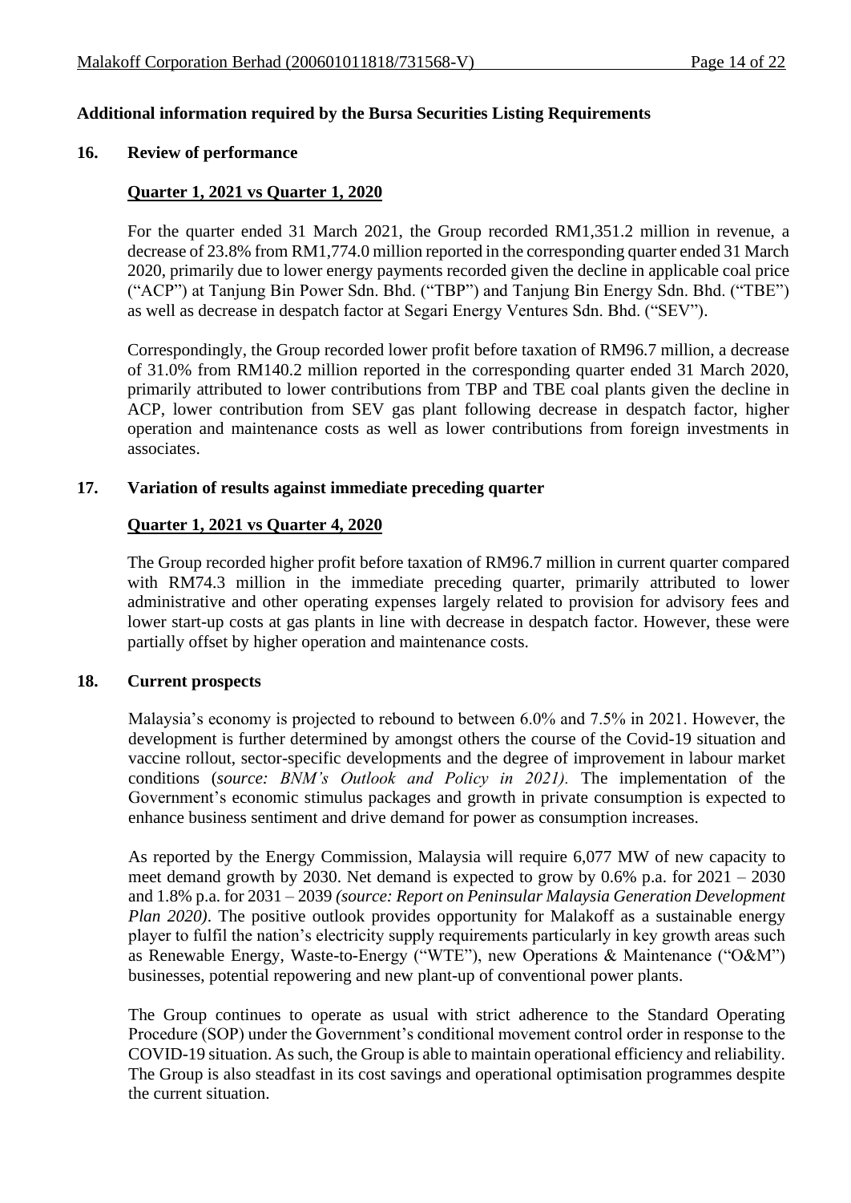## Additional information required by the Bursa Securities Listing Requirements

### 16. Review of performance

**Quarter 1, 2021 vs Quarter 1, 2020**

For the quarter ended 31 March 2021, the Group recorded RM1,351.2 million in revenue, a decrease of 23.8% from RM1,774.0 million reported in the corresponding quarter ended 31 March 2020, primarily due to lower energy payments recorded given the decline in applicable coal price ("ACP") at Tanjung Bin Power Sdn. Bhd. ("TBP") and Tanjung Bin Energy Sdn. Bhd. ("TBE") as well as decrease in despatch factor at Segari Energy Ventures Sdn. Bhd. ("SEV").

Correspondingly, the Group recorded lower profit before taxation of RM96.7 million, a decrease of 31.0% from RM140.2 million reported in the corresponding quarter ended 31 March 2020, primarily attributed to lower contributions from TBP and TBE coal plants given the decline in ACP, lower contribution from SEV gas plant following decrease in despatch factor, higher operation and maintenance costs as well as lower contributions from foreign investments in associates.

### 17. Variation of results against immediate preceding quarter

**Quarter 1, 2021 vs Quarter 4, 2020**

The Group recorded higher profit before taxation of RM96.7 million in current quarter compared with RM74.3 million in the immediate preceding quarter, primarily attributed to lower administrative and other operating expenses largely related to provision for advisory fees and lower start-up costs at gas plants in line with decrease in despatch factor. However, these were partially offset by higher operation and maintenance costs.

### 18. Current prospects

Malaysia's economy is projected to rebound to between 6.0% and 7.5% in 2021. However, the development is further determined by amongst others the course of the Covid-19 situation and vaccine rollout, sector-specific developments and the degree of improvement in labour market conditions (*source: BNM's Outlook and Policy in 2021).* The implementation of the Government's economic stimulus packages and growth in private consumption is expected to enhance business sentiment and drive demand for power as consumption increases.

As reported by the Energy Commission, Malaysia will require 6,077 MW of new capacity to meet demand growth by 2030. Net demand is expected to grow by 0.6% p.a. for 2021 – 2030 and 1.8% p.a. for 2031 – 2039 *(source: Report on Peninsular Malaysia Generation Development Plan 2020)*. The positive outlook provides opportunity for Malakoff as a sustainable energy player to fulfil the nation's electricity supply requirements particularly in key growth areas such as Renewable Energy, Waste-to-Energy ("WTE"), new Operations & Maintenance ("O&M") businesses, potential repowering and new plant-up of conventional power plants.

The Group continues to operate as usual with strict adherence to the Standard Operating Procedure (SOP) under the Government's conditional movement control order in response to the COVID-19 situation. As such, the Group is able to maintain operational efficiency and reliability. The Group is also steadfast in its cost savings and operational optimisation programmes despite the current situation.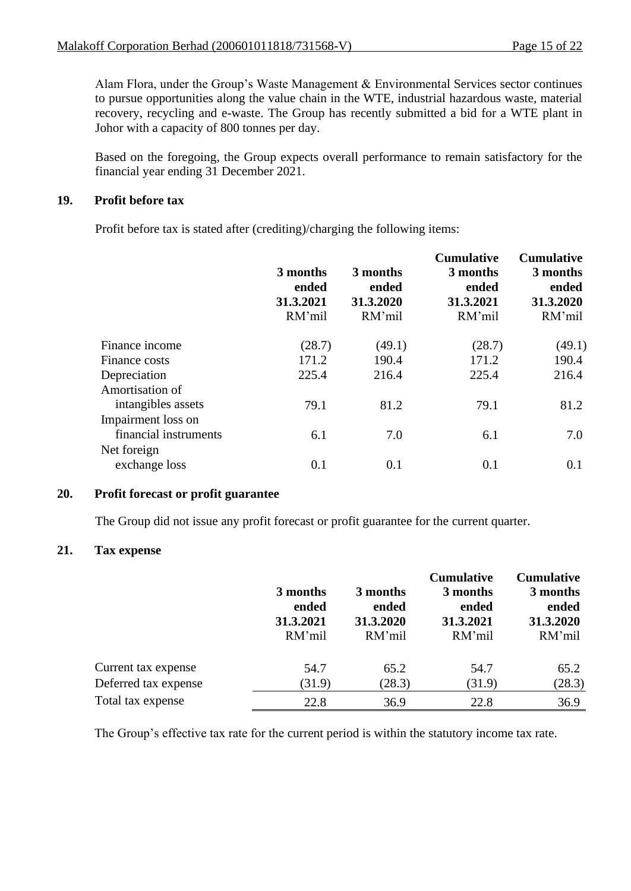Alam Flora, under the Group's Waste Management & Environmental Services sector continues to pursue opportunities along the value chain in the WTE, industrial hazardous waste, material recovery, recycling and e-waste. The Group has recently submitted a bid for a WTE plant in Johor with a capacity of 800 tonnes per day.

Based on the foregoing, the Group expects overall performance to remain satisfactory for the financial year ending 31 December 2021.

## 19. Profit before tax

Profit before tax is stated after (crediting)/charging the following items:

| | 3 months ended 31.3.2021 RM'mil | 3 months ended 31.3.2020 RM'mil | Cumulative 3 months ended 31.3.2021 RM'mil | Cumulative 3 months ended 31.3.2020 RM'mil |
|---|---|---|---|---|
| Finance income | (28.7) | (49.1) | (28.7) | (49.1) |
| Finance costs | 171.2 | 190.4 | 171.2 | 190.4 |
| Depreciation | 225.4 | 216.4 | 225.4 | 216.4 |
| Amortisation of intangibles assets | 79.1 | 81.2 | 79.1 | 81.2 |
| Impairment loss on financial instruments | 6.1 | 7.0 | 6.1 | 7.0 |
| Net foreign exchange loss | 0.1 | 0.1 | 0.1 | 0.1 |

## 20. Profit forecast or profit guarantee

The Group did not issue any profit forecast or profit guarantee for the current quarter.

## 21. Tax expense

| | 3 months ended 31.3.2021 RM'mil | 3 months ended 31.3.2020 RM'mil | Cumulative 3 months ended 31.3.2021 RM'mil | Cumulative 3 months ended 31.3.2020 RM'mil |
|---|---|---|---|---|
| Current tax expense | 54.7 | 65.2 | 54.7 | 65.2 |
| Deferred tax expense | (31.9) | (28.3) | (31.9) | (28.3) |
| Total tax expense | 22.8 | 36.9 | 22.8 | 36.9 |

The Group's effective tax rate for the current period is within the statutory income tax rate.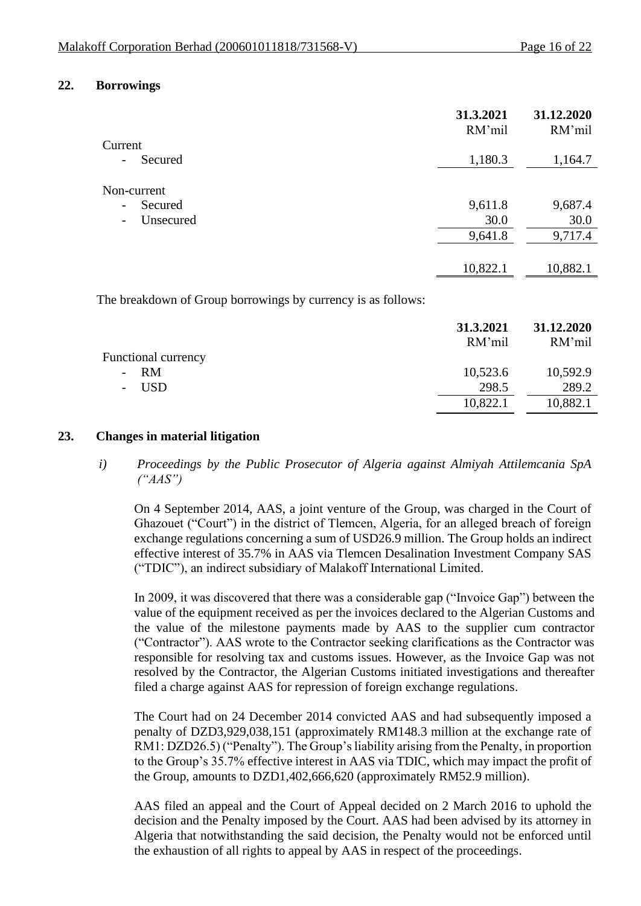## 22. Borrowings

| | 31.3.2021 | 31.12.2020 |
|---|---|---|
| | RM'mil | RM'mil |
| Current | | |
| - Secured | 1,180.3 | 1,164.7 |
| | | |
| Non-current | | |
| - Secured | 9,611.8 | 9,687.4 |
| - Unsecured | 30.0 | 30.0 |
| | 9,641.8 | 9,717.4 |
| | | |
| | 10,822.1 | 10,882.1 |

The breakdown of Group borrowings by currency is as follows:

| | 31.3.2021 | 31.12.2020 |
|---|---|---|
| | RM'mil | RM'mil |
| Functional currency | | |
| - RM | 10,523.6 | 10,592.9 |
| - USD | 298.5 | 289.2 |
| | 10,822.1 | 10,882.1 |

## 23. Changes in material litigation

*i) Proceedings by the Public Prosecutor of Algeria against Almiyah Attilemcania SpA ("AAS")*

On 4 September 2014, AAS, a joint venture of the Group, was charged in the Court of Ghazouet ("Court") in the district of Tlemcen, Algeria, for an alleged breach of foreign exchange regulations concerning a sum of USD26.9 million. The Group holds an indirect effective interest of 35.7% in AAS via Tlemcen Desalination Investment Company SAS ("TDIC"), an indirect subsidiary of Malakoff International Limited.

In 2009, it was discovered that there was a considerable gap ("Invoice Gap") between the value of the equipment received as per the invoices declared to the Algerian Customs and the value of the milestone payments made by AAS to the supplier cum contractor ("Contractor"). AAS wrote to the Contractor seeking clarifications as the Contractor was responsible for resolving tax and customs issues. However, as the Invoice Gap was not resolved by the Contractor, the Algerian Customs initiated investigations and thereafter filed a charge against AAS for repression of foreign exchange regulations.

The Court had on 24 December 2014 convicted AAS and had subsequently imposed a penalty of DZD3,929,038,151 (approximately RM148.3 million at the exchange rate of RM1: DZD26.5) ("Penalty"). The Group's liability arising from the Penalty, in proportion to the Group's 35.7% effective interest in AAS via TDIC, which may impact the profit of the Group, amounts to DZD1,402,666,620 (approximately RM52.9 million).

AAS filed an appeal and the Court of Appeal decided on 2 March 2016 to uphold the decision and the Penalty imposed by the Court. AAS had been advised by its attorney in Algeria that notwithstanding the said decision, the Penalty would not be enforced until the exhaustion of all rights to appeal by AAS in respect of the proceedings.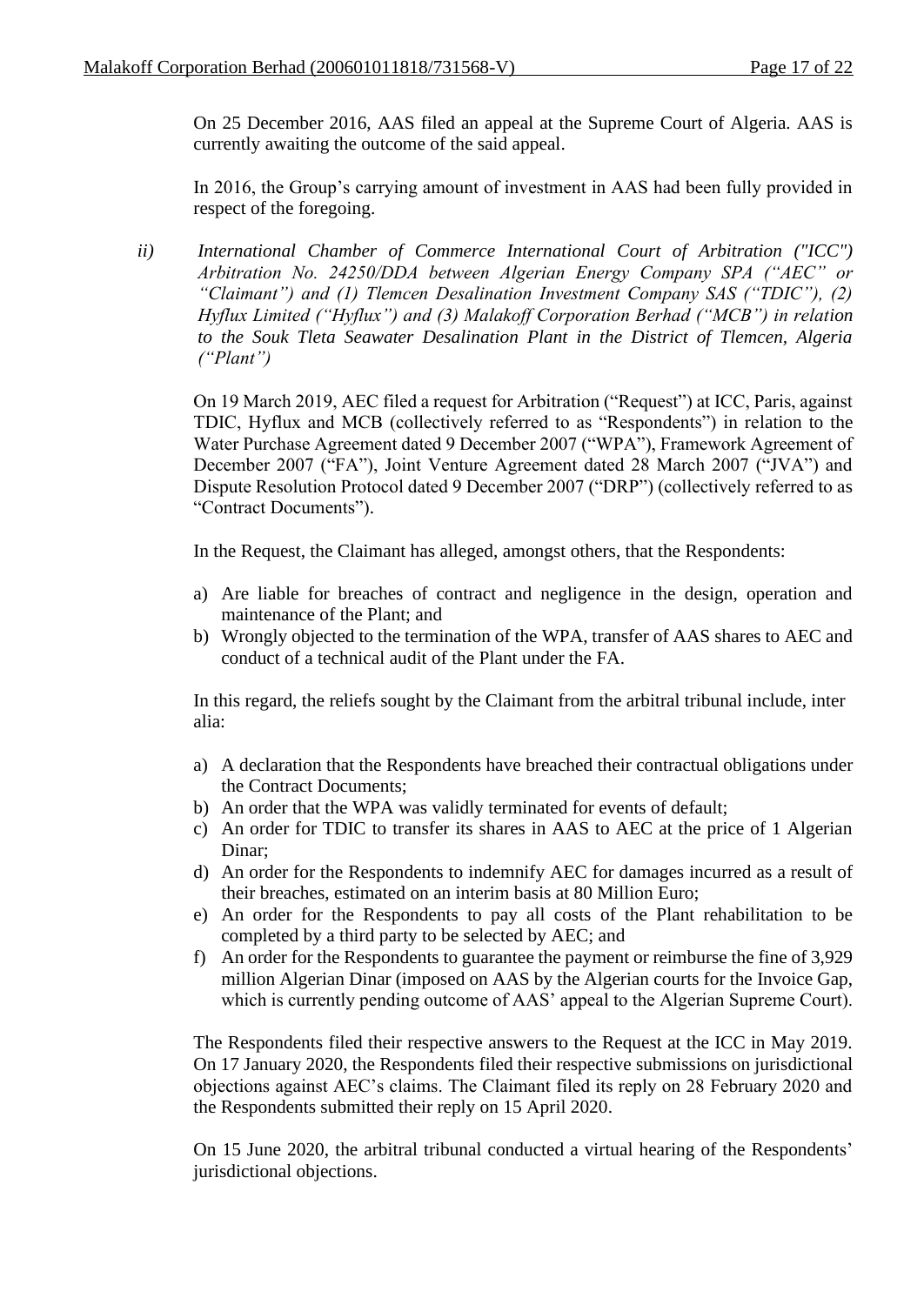On 25 December 2016, AAS filed an appeal at the Supreme Court of Algeria. AAS is currently awaiting the outcome of the said appeal.

In 2016, the Group's carrying amount of investment in AAS had been fully provided in respect of the foregoing.

*ii) International Chamber of Commerce International Court of Arbitration ("ICC") Arbitration No. 24250/DDA between Algerian Energy Company SPA ("AEC" or "Claimant") and (1) Tlemcen Desalination Investment Company SAS ("TDIC"), (2) Hyflux Limited ("Hyflux") and (3) Malakoff Corporation Berhad ("MCB") in relation to the Souk Tleta Seawater Desalination Plant in the District of Tlemcen, Algeria ("Plant")*

On 19 March 2019, AEC filed a request for Arbitration ("Request") at ICC, Paris, against TDIC, Hyflux and MCB (collectively referred to as "Respondents") in relation to the Water Purchase Agreement dated 9 December 2007 ("WPA"), Framework Agreement of December 2007 ("FA"), Joint Venture Agreement dated 28 March 2007 ("JVA") and Dispute Resolution Protocol dated 9 December 2007 ("DRP") (collectively referred to as "Contract Documents").

In the Request, the Claimant has alleged, amongst others, that the Respondents:

a) Are liable for breaches of contract and negligence in the design, operation and maintenance of the Plant; and
b) Wrongly objected to the termination of the WPA, transfer of AAS shares to AEC and conduct of a technical audit of the Plant under the FA.

In this regard, the reliefs sought by the Claimant from the arbitral tribunal include, inter alia:

a) A declaration that the Respondents have breached their contractual obligations under the Contract Documents;
b) An order that the WPA was validly terminated for events of default;
c) An order for TDIC to transfer its shares in AAS to AEC at the price of 1 Algerian Dinar;
d) An order for the Respondents to indemnify AEC for damages incurred as a result of their breaches, estimated on an interim basis at 80 Million Euro;
e) An order for the Respondents to pay all costs of the Plant rehabilitation to be completed by a third party to be selected by AEC; and
f) An order for the Respondents to guarantee the payment or reimburse the fine of 3,929 million Algerian Dinar (imposed on AAS by the Algerian courts for the Invoice Gap, which is currently pending outcome of AAS' appeal to the Algerian Supreme Court).

The Respondents filed their respective answers to the Request at the ICC in May 2019. On 17 January 2020, the Respondents filed their respective submissions on jurisdictional objections against AEC's claims. The Claimant filed its reply on 28 February 2020 and the Respondents submitted their reply on 15 April 2020.

On 15 June 2020, the arbitral tribunal conducted a virtual hearing of the Respondents' jurisdictional objections.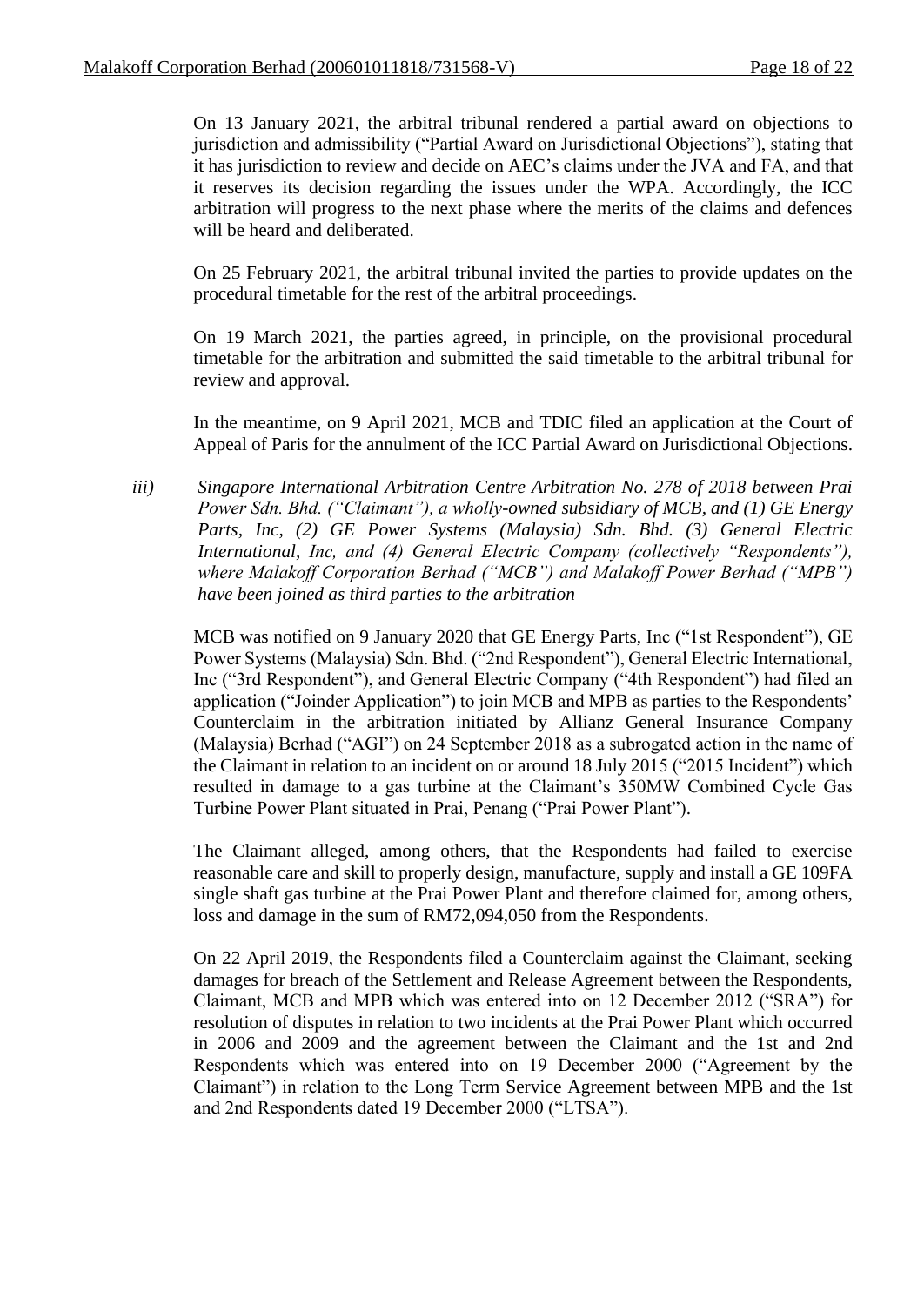On 13 January 2021, the arbitral tribunal rendered a partial award on objections to jurisdiction and admissibility ("Partial Award on Jurisdictional Objections"), stating that it has jurisdiction to review and decide on AEC's claims under the JVA and FA, and that it reserves its decision regarding the issues under the WPA. Accordingly, the ICC arbitration will progress to the next phase where the merits of the claims and defences will be heard and deliberated.

On 25 February 2021, the arbitral tribunal invited the parties to provide updates on the procedural timetable for the rest of the arbitral proceedings.

On 19 March 2021, the parties agreed, in principle, on the provisional procedural timetable for the arbitration and submitted the said timetable to the arbitral tribunal for review and approval.

In the meantime, on 9 April 2021, MCB and TDIC filed an application at the Court of Appeal of Paris for the annulment of the ICC Partial Award on Jurisdictional Objections.

*iii) Singapore International Arbitration Centre Arbitration No. 278 of 2018 between Prai Power Sdn. Bhd. ("Claimant"), a wholly-owned subsidiary of MCB, and (1) GE Energy Parts, Inc, (2) GE Power Systems (Malaysia) Sdn. Bhd. (3) General Electric International, Inc, and (4) General Electric Company (collectively "Respondents"), where Malakoff Corporation Berhad ("MCB") and Malakoff Power Berhad ("MPB") have been joined as third parties to the arbitration*

MCB was notified on 9 January 2020 that GE Energy Parts, Inc ("1st Respondent"), GE Power Systems (Malaysia) Sdn. Bhd. ("2nd Respondent"), General Electric International, Inc ("3rd Respondent"), and General Electric Company ("4th Respondent") had filed an application ("Joinder Application") to join MCB and MPB as parties to the Respondents' Counterclaim in the arbitration initiated by Allianz General Insurance Company (Malaysia) Berhad ("AGI") on 24 September 2018 as a subrogated action in the name of the Claimant in relation to an incident on or around 18 July 2015 ("2015 Incident") which resulted in damage to a gas turbine at the Claimant's 350MW Combined Cycle Gas Turbine Power Plant situated in Prai, Penang ("Prai Power Plant").

The Claimant alleged, among others, that the Respondents had failed to exercise reasonable care and skill to properly design, manufacture, supply and install a GE 109FA single shaft gas turbine at the Prai Power Plant and therefore claimed for, among others, loss and damage in the sum of RM72,094,050 from the Respondents.

On 22 April 2019, the Respondents filed a Counterclaim against the Claimant, seeking damages for breach of the Settlement and Release Agreement between the Respondents, Claimant, MCB and MPB which was entered into on 12 December 2012 ("SRA") for resolution of disputes in relation to two incidents at the Prai Power Plant which occurred in 2006 and 2009 and the agreement between the Claimant and the 1st and 2nd Respondents which was entered into on 19 December 2000 ("Agreement by the Claimant") in relation to the Long Term Service Agreement between MPB and the 1st and 2nd Respondents dated 19 December 2000 ("LTSA").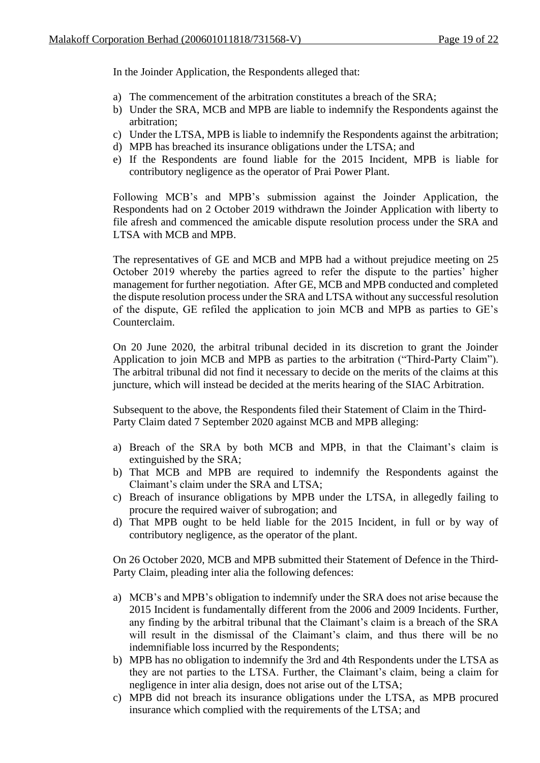In the Joinder Application, the Respondents alleged that:

a) The commencement of the arbitration constitutes a breach of the SRA;
b) Under the SRA, MCB and MPB are liable to indemnify the Respondents against the arbitration;
c) Under the LTSA, MPB is liable to indemnify the Respondents against the arbitration;
d) MPB has breached its insurance obligations under the LTSA; and
e) If the Respondents are found liable for the 2015 Incident, MPB is liable for contributory negligence as the operator of Prai Power Plant.

Following MCB's and MPB's submission against the Joinder Application, the Respondents had on 2 October 2019 withdrawn the Joinder Application with liberty to file afresh and commenced the amicable dispute resolution process under the SRA and LTSA with MCB and MPB.

The representatives of GE and MCB and MPB had a without prejudice meeting on 25 October 2019 whereby the parties agreed to refer the dispute to the parties' higher management for further negotiation. After GE, MCB and MPB conducted and completed the dispute resolution process under the SRA and LTSA without any successful resolution of the dispute, GE refiled the application to join MCB and MPB as parties to GE's Counterclaim.

On 20 June 2020, the arbitral tribunal decided in its discretion to grant the Joinder Application to join MCB and MPB as parties to the arbitration ("Third-Party Claim"). The arbitral tribunal did not find it necessary to decide on the merits of the claims at this juncture, which will instead be decided at the merits hearing of the SIAC Arbitration.

Subsequent to the above, the Respondents filed their Statement of Claim in the Third-Party Claim dated 7 September 2020 against MCB and MPB alleging:

a) Breach of the SRA by both MCB and MPB, in that the Claimant's claim is extinguished by the SRA;
b) That MCB and MPB are required to indemnify the Respondents against the Claimant's claim under the SRA and LTSA;
c) Breach of insurance obligations by MPB under the LTSA, in allegedly failing to procure the required waiver of subrogation; and
d) That MPB ought to be held liable for the 2015 Incident, in full or by way of contributory negligence, as the operator of the plant.

On 26 October 2020, MCB and MPB submitted their Statement of Defence in the Third-Party Claim, pleading inter alia the following defences:

a) MCB's and MPB's obligation to indemnify under the SRA does not arise because the 2015 Incident is fundamentally different from the 2006 and 2009 Incidents. Further, any finding by the arbitral tribunal that the Claimant's claim is a breach of the SRA will result in the dismissal of the Claimant's claim, and thus there will be no indemnifiable loss incurred by the Respondents;
b) MPB has no obligation to indemnify the 3rd and 4th Respondents under the LTSA as they are not parties to the LTSA. Further, the Claimant's claim, being a claim for negligence in inter alia design, does not arise out of the LTSA;
c) MPB did not breach its insurance obligations under the LTSA, as MPB procured insurance which complied with the requirements of the LTSA; and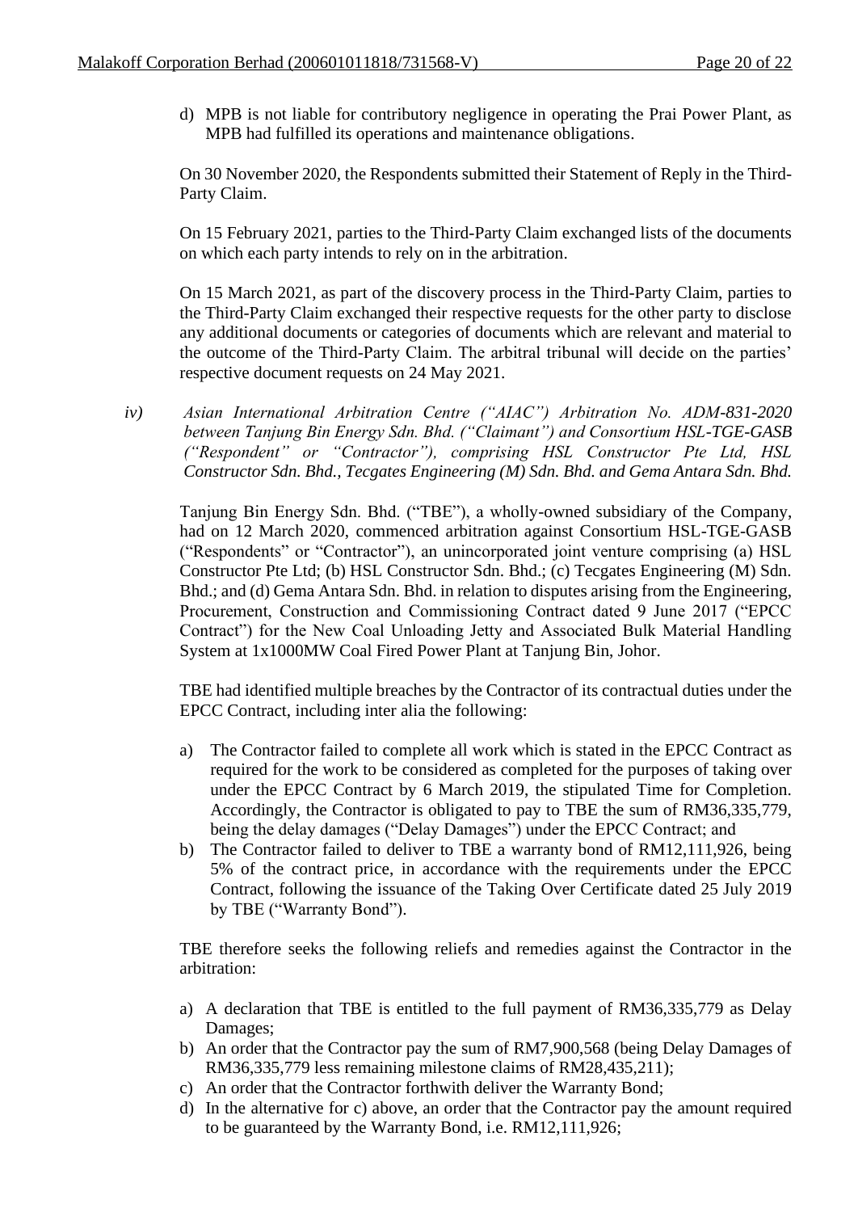d) MPB is not liable for contributory negligence in operating the Prai Power Plant, as MPB had fulfilled its operations and maintenance obligations.

On 30 November 2020, the Respondents submitted their Statement of Reply in the Third-Party Claim.

On 15 February 2021, parties to the Third-Party Claim exchanged lists of the documents on which each party intends to rely on in the arbitration.

On 15 March 2021, as part of the discovery process in the Third-Party Claim, parties to the Third-Party Claim exchanged their respective requests for the other party to disclose any additional documents or categories of documents which are relevant and material to the outcome of the Third-Party Claim. The arbitral tribunal will decide on the parties' respective document requests on 24 May 2021.

*iv) Asian International Arbitration Centre ("AIAC") Arbitration No. ADM-831-2020 between Tanjung Bin Energy Sdn. Bhd. ("Claimant") and Consortium HSL-TGE-GASB ("Respondent" or "Contractor"), comprising HSL Constructor Pte Ltd, HSL Constructor Sdn. Bhd., Tecgates Engineering (M) Sdn. Bhd. and Gema Antara Sdn. Bhd.*

Tanjung Bin Energy Sdn. Bhd. ("TBE"), a wholly-owned subsidiary of the Company, had on 12 March 2020, commenced arbitration against Consortium HSL-TGE-GASB ("Respondents" or "Contractor"), an unincorporated joint venture comprising (a) HSL Constructor Pte Ltd; (b) HSL Constructor Sdn. Bhd.; (c) Tecgates Engineering (M) Sdn. Bhd.; and (d) Gema Antara Sdn. Bhd. in relation to disputes arising from the Engineering, Procurement, Construction and Commissioning Contract dated 9 June 2017 ("EPCC Contract") for the New Coal Unloading Jetty and Associated Bulk Material Handling System at 1x1000MW Coal Fired Power Plant at Tanjung Bin, Johor.

TBE had identified multiple breaches by the Contractor of its contractual duties under the EPCC Contract, including inter alia the following:

a) The Contractor failed to complete all work which is stated in the EPCC Contract as required for the work to be considered as completed for the purposes of taking over under the EPCC Contract by 6 March 2019, the stipulated Time for Completion. Accordingly, the Contractor is obligated to pay to TBE the sum of RM36,335,779, being the delay damages ("Delay Damages") under the EPCC Contract; and
b) The Contractor failed to deliver to TBE a warranty bond of RM12,111,926, being 5% of the contract price, in accordance with the requirements under the EPCC Contract, following the issuance of the Taking Over Certificate dated 25 July 2019 by TBE ("Warranty Bond").

TBE therefore seeks the following reliefs and remedies against the Contractor in the arbitration:

a) A declaration that TBE is entitled to the full payment of RM36,335,779 as Delay Damages;
b) An order that the Contractor pay the sum of RM7,900,568 (being Delay Damages of RM36,335,779 less remaining milestone claims of RM28,435,211);
c) An order that the Contractor forthwith deliver the Warranty Bond;
d) In the alternative for c) above, an order that the Contractor pay the amount required to be guaranteed by the Warranty Bond, i.e. RM12,111,926;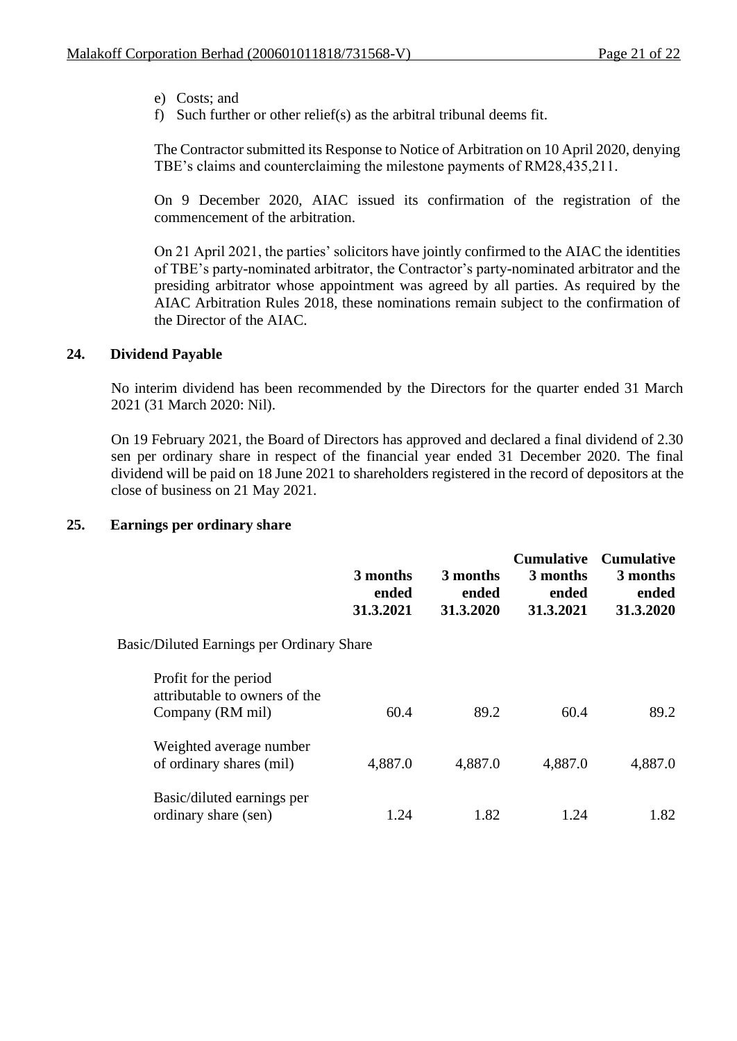e) Costs; and
f) Such further or other relief(s) as the arbitral tribunal deems fit.

The Contractor submitted its Response to Notice of Arbitration on 10 April 2020, denying TBE's claims and counterclaiming the milestone payments of RM28,435,211.

On 9 December 2020, AIAC issued its confirmation of the registration of the commencement of the arbitration.

On 21 April 2021, the parties' solicitors have jointly confirmed to the AIAC the identities of TBE's party-nominated arbitrator, the Contractor's party-nominated arbitrator and the presiding arbitrator whose appointment was agreed by all parties. As required by the AIAC Arbitration Rules 2018, these nominations remain subject to the confirmation of the Director of the AIAC.

## 24. Dividend Payable

No interim dividend has been recommended by the Directors for the quarter ended 31 March 2021 (31 March 2020: Nil).

On 19 February 2021, the Board of Directors has approved and declared a final dividend of 2.30 sen per ordinary share in respect of the financial year ended 31 December 2020. The final dividend will be paid on 18 June 2021 to shareholders registered in the record of depositors at the close of business on 21 May 2021.

## 25. Earnings per ordinary share

| | 3 months ended 31.3.2021 | 3 months ended 31.3.2020 | Cumulative 3 months ended 31.3.2021 | Cumulative 3 months ended 31.3.2020 |
|---|---|---|---|---|
| Basic/Diluted Earnings per Ordinary Share | | | | |
| Profit for the period attributable to owners of the Company (RM mil) | 60.4 | 89.2 | 60.4 | 89.2 |
| Weighted average number of ordinary shares (mil) | 4,887.0 | 4,887.0 | 4,887.0 | 4,887.0 |
| Basic/diluted earnings per ordinary share (sen) | 1.24 | 1.82 | 1.24 | 1.82 |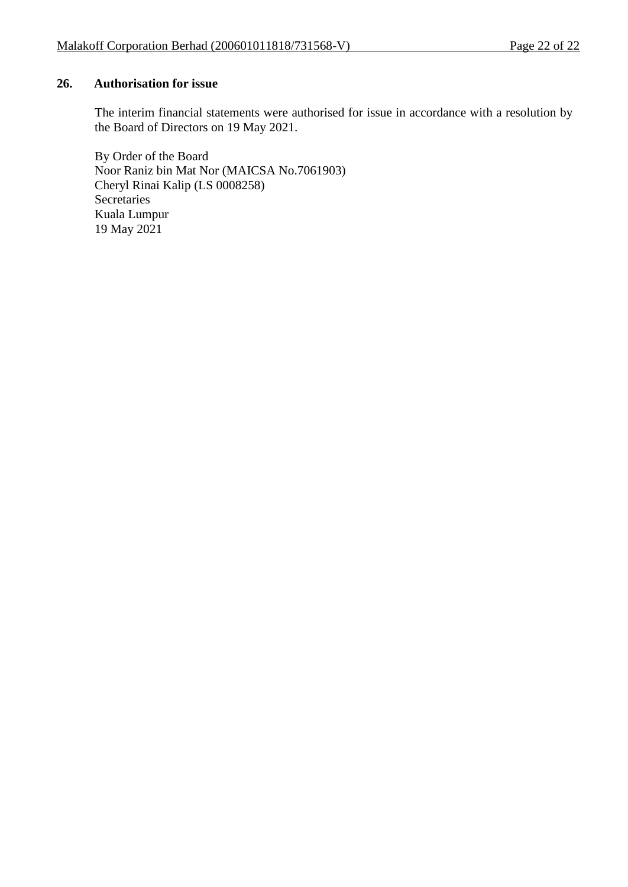## 26. Authorisation for issue

The interim financial statements were authorised for issue in accordance with a resolution by the Board of Directors on 19 May 2021.

By Order of the Board
Noor Raniz bin Mat Nor (MAICSA No.7061903)
Cheryl Rinai Kalip (LS 0008258)
Secretaries
Kuala Lumpur
19 May 2021